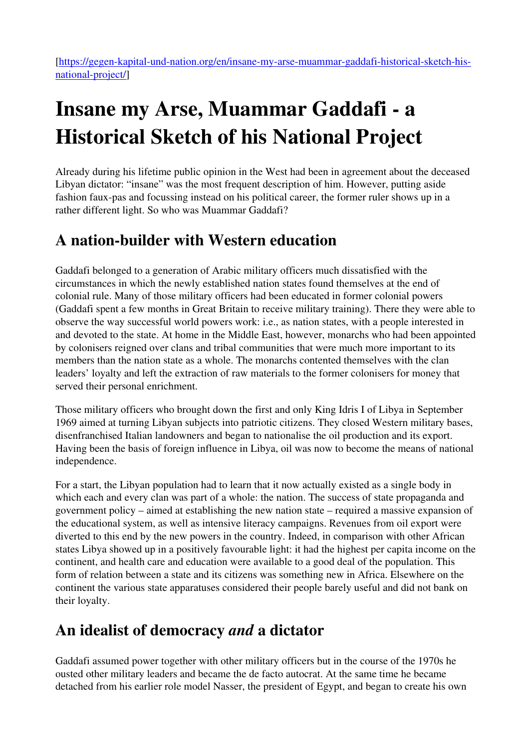[https://gegen-kapital-und-nation.org/en/insane-my-arse-muammar-gaddafi-historical-sketch-his-national-project/]

# Insane my Arse, Muammar Gaddafi - a Historical Sketch of his National Project

Already during his lifetime public opinion in the West had been in agreement about the deceased Libyan dictator: "insane" was the most frequent description of him. However, putting aside fashion faux-pas and focussing instead on his political career, the former ruler shows up in a rather different light. So who was Muammar Gaddafi?

## A nation-builder with Western education

Gaddafi belonged to a generation of Arabic military officers much dissatisfied with the circumstances in which the newly established nation states found themselves at the end of colonial rule. Many of those military officers had been educated in former colonial powers (Gaddafi spent a few months in Great Britain to receive military training). There they were able to observe the way successful world powers work: i.e., as nation states, with a people interested in and devoted to the state. At home in the Middle East, however, monarchs who had been appointed by colonisers reigned over clans and tribal communities that were much more important to its members than the nation state as a whole. The monarchs contented themselves with the clan leaders' loyalty and left the extraction of raw materials to the former colonisers for money that served their personal enrichment.

Those military officers who brought down the first and only King Idris I of Libya in September 1969 aimed at turning Libyan subjects into patriotic citizens. They closed Western military bases, disenfranchised Italian landowners and began to nationalise the oil production and its export. Having been the basis of foreign influence in Libya, oil was now to become the means of national independence.

For a start, the Libyan population had to learn that it now actually existed as a single body in which each and every clan was part of a whole: the nation. The success of state propaganda and government policy – aimed at establishing the new nation state – required a massive expansion of the educational system, as well as intensive literacy campaigns. Revenues from oil export were diverted to this end by the new powers in the country. Indeed, in comparison with other African states Libya showed up in a positively favourable light: it had the highest per capita income on the continent, and health care and education were available to a good deal of the population. This form of relation between a state and its citizens was something new in Africa. Elsewhere on the continent the various state apparatuses considered their people barely useful and did not bank on their loyalty.

## An idealist of democracy *and* a dictator

Gaddafi assumed power together with other military officers but in the course of the 1970s he ousted other military leaders and became the de facto autocrat. At the same time he became detached from his earlier role model Nasser, the president of Egypt, and began to create his own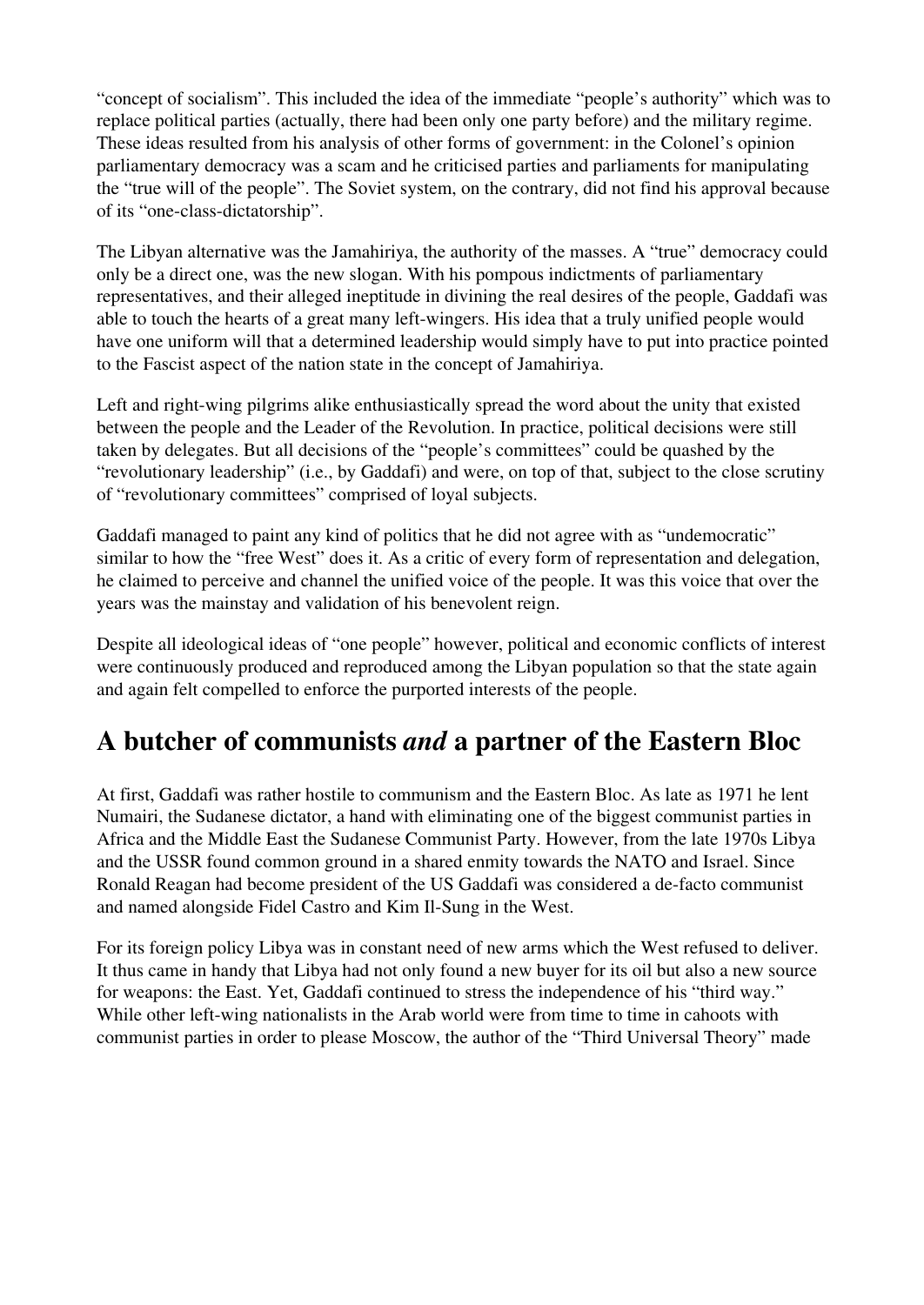"concept of socialism". This included the idea of the immediate "people's authority" which was to replace political parties (actually, there had been only one party before) and the military regime. These ideas resulted from his analysis of other forms of government: in the Colonel's opinion parliamentary democracy was a scam and he criticised parties and parliaments for manipulating the "true will of the people". The Soviet system, on the contrary, did not find his approval because of its "one-class-dictatorship".

The Libyan alternative was the Jamahiriya, the authority of the masses. A "true" democracy could only be a direct one, was the new slogan. With his pompous indictments of parliamentary representatives, and their alleged ineptitude in divining the real desires of the people, Gaddafi was able to touch the hearts of a great many left-wingers. His idea that a truly unified people would have one uniform will that a determined leadership would simply have to put into practice pointed to the Fascist aspect of the nation state in the concept of Jamahiriya.

Left and right-wing pilgrims alike enthusiastically spread the word about the unity that existed between the people and the Leader of the Revolution. In practice, political decisions were still taken by delegates. But all decisions of the "people's committees" could be quashed by the "revolutionary leadership" (i.e., by Gaddafi) and were, on top of that, subject to the close scrutiny of "revolutionary committees" comprised of loyal subjects.

Gaddafi managed to paint any kind of politics that he did not agree with as "undemocratic" similar to how the "free West" does it. As a critic of every form of representation and delegation, he claimed to perceive and channel the unified voice of the people. It was this voice that over the years was the mainstay and validation of his benevolent reign.

Despite all ideological ideas of "one people" however, political and economic conflicts of interest were continuously produced and reproduced among the Libyan population so that the state again and again felt compelled to enforce the purported interests of the people.

## A butcher of communists *and* a partner of the Eastern Bloc

At first, Gaddafi was rather hostile to communism and the Eastern Bloc. As late as 1971 he lent Numairi, the Sudanese dictator, a hand with eliminating one of the biggest communist parties in Africa and the Middle East the Sudanese Communist Party. However, from the late 1970s Libya and the USSR found common ground in a shared enmity towards the NATO and Israel. Since Ronald Reagan had become president of the US Gaddafi was considered a de-facto communist and named alongside Fidel Castro and Kim Il-Sung in the West.

For its foreign policy Libya was in constant need of new arms which the West refused to deliver. It thus came in handy that Libya had not only found a new buyer for its oil but also a new source for weapons: the East. Yet, Gaddafi continued to stress the independence of his "third way." While other left-wing nationalists in the Arab world were from time to time in cahoots with communist parties in order to please Moscow, the author of the "Third Universal Theory" made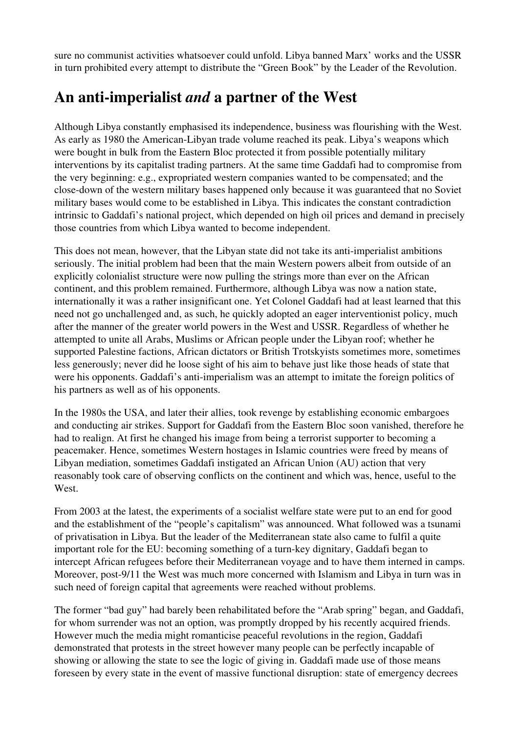sure no communist activities whatsoever could unfold. Libya banned Marx' works and the USSR in turn prohibited every attempt to distribute the "Green Book" by the Leader of the Revolution.

## An anti-imperialist *and* a partner of the West

Although Libya constantly emphasised its independence, business was flourishing with the West. As early as 1980 the American-Libyan trade volume reached its peak. Libya's weapons which were bought in bulk from the Eastern Bloc protected it from possible potentially military interventions by its capitalist trading partners. At the same time Gaddafi had to compromise from the very beginning: e.g., expropriated western companies wanted to be compensated; and the close-down of the western military bases happened only because it was guaranteed that no Soviet military bases would come to be established in Libya. This indicates the constant contradiction intrinsic to Gaddafi's national project, which depended on high oil prices and demand in precisely those countries from which Libya wanted to become independent.

This does not mean, however, that the Libyan state did not take its anti-imperialist ambitions seriously. The initial problem had been that the main Western powers albeit from outside of an explicitly colonialist structure were now pulling the strings more than ever on the African continent, and this problem remained. Furthermore, although Libya was now a nation state, internationally it was a rather insignificant one. Yet Colonel Gaddafi had at least learned that this need not go unchallenged and, as such, he quickly adopted an eager interventionist policy, much after the manner of the greater world powers in the West and USSR. Regardless of whether he attempted to unite all Arabs, Muslims or African people under the Libyan roof; whether he supported Palestine factions, African dictators or British Trotskyists sometimes more, sometimes less generously; never did he loose sight of his aim to behave just like those heads of state that were his opponents. Gaddafi's anti-imperialism was an attempt to imitate the foreign politics of his partners as well as of his opponents.

In the 1980s the USA, and later their allies, took revenge by establishing economic embargoes and conducting air strikes. Support for Gaddafi from the Eastern Bloc soon vanished, therefore he had to realign. At first he changed his image from being a terrorist supporter to becoming a peacemaker. Hence, sometimes Western hostages in Islamic countries were freed by means of Libyan mediation, sometimes Gaddafi instigated an African Union (AU) action that very reasonably took care of observing conflicts on the continent and which was, hence, useful to the West.

From 2003 at the latest, the experiments of a socialist welfare state were put to an end for good and the establishment of the "people's capitalism" was announced. What followed was a tsunami of privatisation in Libya. But the leader of the Mediterranean state also came to fulfil a quite important role for the EU: becoming something of a turn-key dignitary, Gaddafi began to intercept African refugees before their Mediterranean voyage and to have them interned in camps. Moreover, post-9/11 the West was much more concerned with Islamism and Libya in turn was in such need of foreign capital that agreements were reached without problems.

The former "bad guy" had barely been rehabilitated before the "Arab spring" began, and Gaddafi, for whom surrender was not an option, was promptly dropped by his recently acquired friends. However much the media might romanticise peaceful revolutions in the region, Gaddafi demonstrated that protests in the street however many people can be perfectly incapable of showing or allowing the state to see the logic of giving in. Gaddafi made use of those means foreseen by every state in the event of massive functional disruption: state of emergency decrees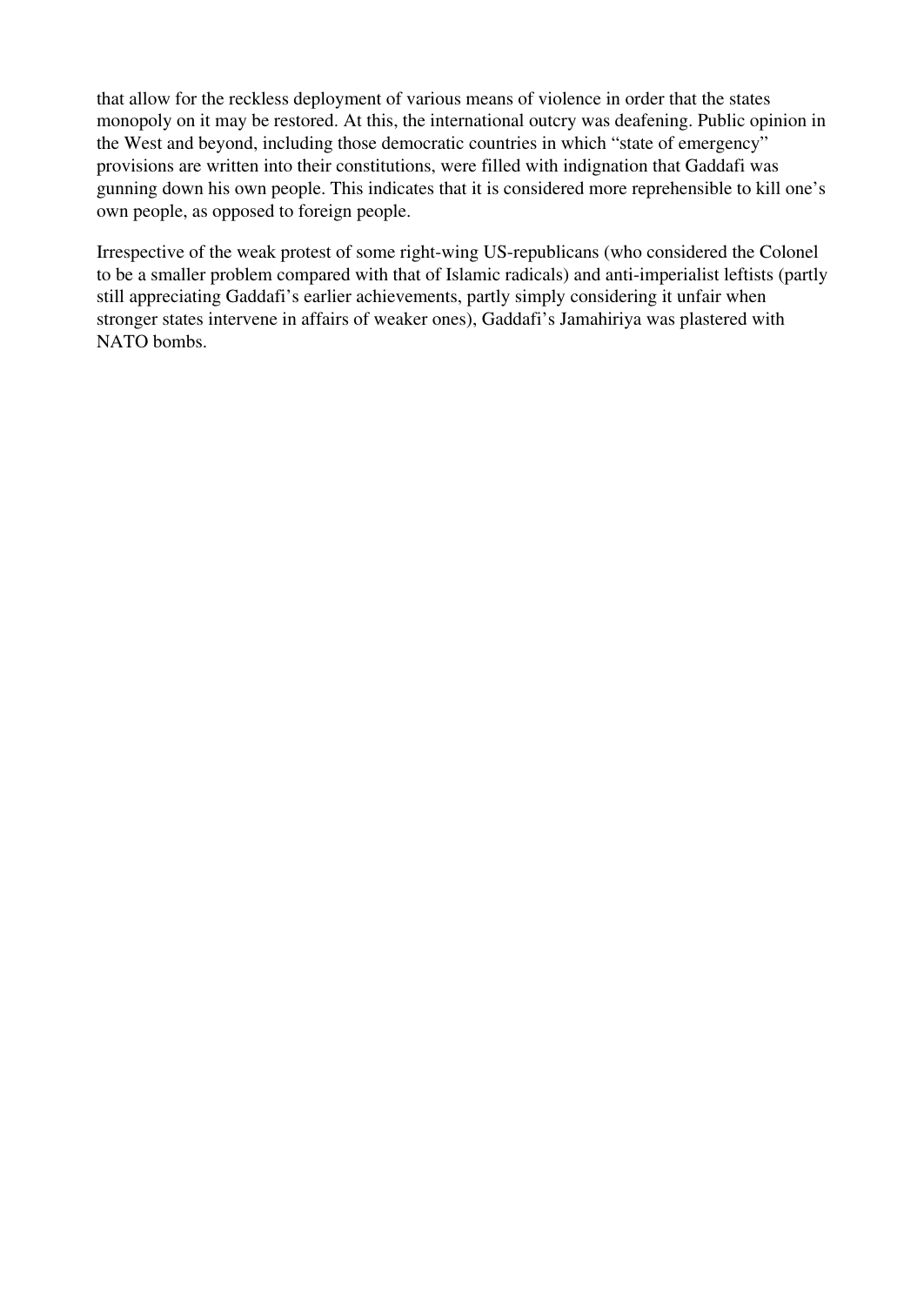that allow for the reckless deployment of various means of violence in order that the states monopoly on it may be restored. At this, the international outcry was deafening. Public opinion in the West and beyond, including those democratic countries in which "state of emergency" provisions are written into their constitutions, were filled with indignation that Gaddafi was gunning down his own people. This indicates that it is considered more reprehensible to kill one's own people, as opposed to foreign people.

Irrespective of the weak protest of some right-wing US-republicans (who considered the Colonel to be a smaller problem compared with that of Islamic radicals) and anti-imperialist leftists (partly still appreciating Gaddafi's earlier achievements, partly simply considering it unfair when stronger states intervene in affairs of weaker ones), Gaddafi's Jamahiriya was plastered with NATO bombs.